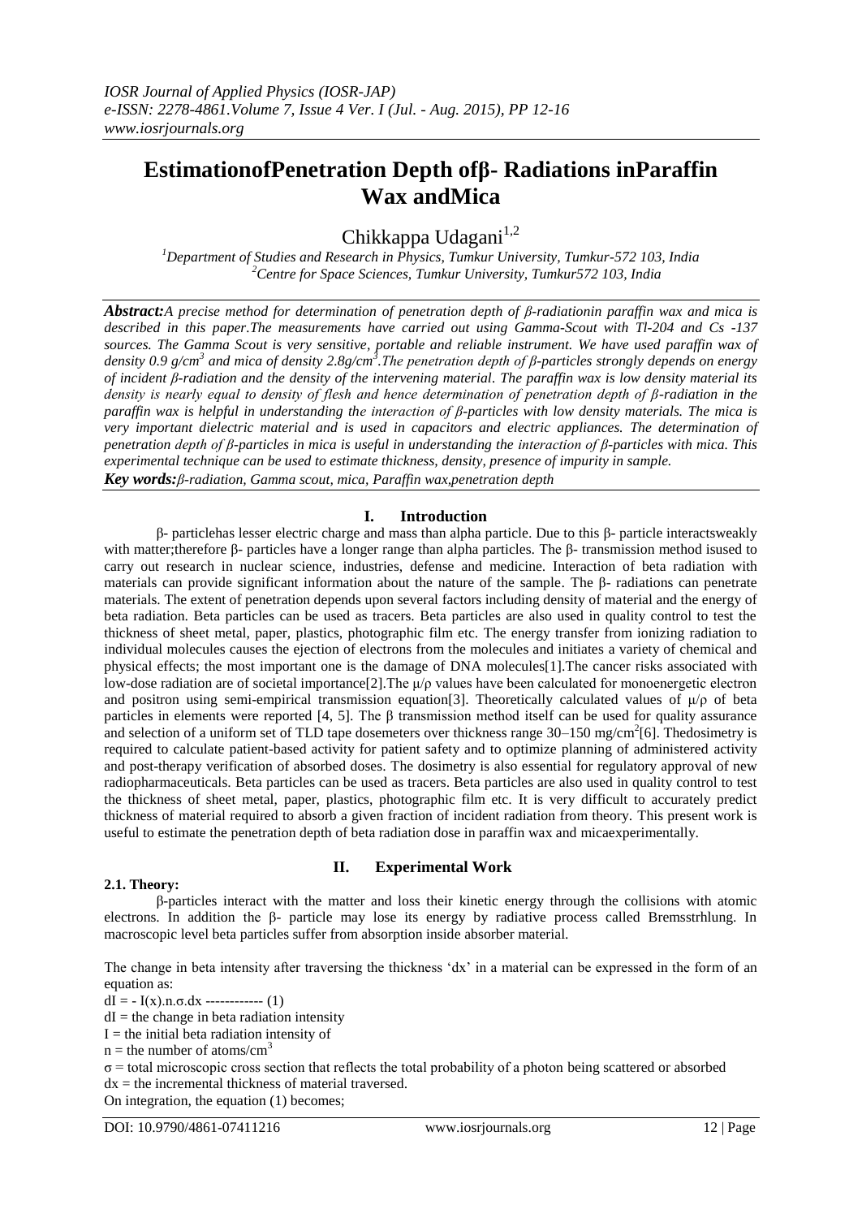# EstimationofPenetration Depth ofβ- Radiations inParaffin Wax andMica

Chikkappa Udagani[1,2]

[1]Department of Studies and Research in Physics, Tumkur University, Tumkur-572 103, India
[2]Centre for Space Sciences, Tumkur University, Tumkur572 103, India

***Abstract:****A precise method for determination of penetration depth of β-radiationin paraffin wax and mica is described in this paper.The measurements have carried out using Gamma-Scout with Tl-204 and Cs -137 sources. The Gamma Scout is very sensitive, portable and reliable instrument. We have used paraffin wax of density 0.9 g/cm$^3$ and mica of density 2.8g/cm$^3$.The penetration depth of β-particles strongly depends on energy of incident β-radiation and the density of the intervening material. The paraffin wax is low density material its density is nearly equal to density of flesh and hence determination of penetration depth of β-radiation in the paraffin wax is helpful in understanding the interaction of β-particles with low density materials. The mica is very important dielectric material and is used in capacitors and electric appliances. The determination of penetration depth of β-particles in mica is useful in understanding the interaction of β-particles with mica. This experimental technique can be used to estimate thickness, density, presence of impurity in sample.*

***Key words:****β-radiation, Gamma scout, mica, Paraffin wax,penetration depth*

## I. Introduction

β- particlehas lesser electric charge and mass than alpha particle. Due to this β- particle interactsweakly with matter;therefore β- particles have a longer range than alpha particles. The β- transmission method isused to carry out research in nuclear science, industries, defense and medicine. Interaction of beta radiation with materials can provide significant information about the nature of the sample. The β- radiations can penetrate materials. The extent of penetration depends upon several factors including density of material and the energy of beta radiation. Beta particles can be used as tracers. Beta particles are also used in quality control to test the thickness of sheet metal, paper, plastics, photographic film etc. The energy transfer from ionizing radiation to individual molecules causes the ejection of electrons from the molecules and initiates a variety of chemical and physical effects; the most important one is the damage of DNA molecules[1].The cancer risks associated with low-dose radiation are of societal importance[2].The μ/ρ values have been calculated for monoenergetic electron and positron using semi-empirical transmission equation[3]. Theoretically calculated values of μ/ρ of beta particles in elements were reported [4, 5]. The β transmission method itself can be used for quality assurance and selection of a uniform set of TLD tape dosemeters over thickness range 30–150 mg/cm$^2$[6]. Thedosimetry is required to calculate patient-based activity for patient safety and to optimize planning of administered activity and post-therapy verification of absorbed doses. The dosimetry is also essential for regulatory approval of new radiopharmaceuticals. Beta particles can be used as tracers. Beta particles are also used in quality control to test the thickness of sheet metal, paper, plastics, photographic film etc. It is very difficult to accurately predict thickness of material required to absorb a given fraction of incident radiation from theory. This present work is useful to estimate the penetration depth of beta radiation dose in paraffin wax and micaexperimentally.

## II. Experimental Work

### 2.1. Theory:

β-particles interact with the matter and loss their kinetic energy through the collisions with atomic electrons. In addition the β- particle may lose its energy by radiative process called Bremsstrhlung. In macroscopic level beta particles suffer from absorption inside absorber material.

The change in beta intensity after traversing the thickness 'dx' in a material can be expressed in the form of an equation as:

$dI = - I(x).n.\sigma.dx$ ------------ (1)

$dI$ = the change in beta radiation intensity

$I$ = the initial beta radiation intensity of

$n$ = the number of atoms/cm$^3$

$\sigma$ = total microscopic cross section that reflects the total probability of a photon being scattered or absorbed

$dx$ = the incremental thickness of material traversed.

On integration, the equation (1) becomes;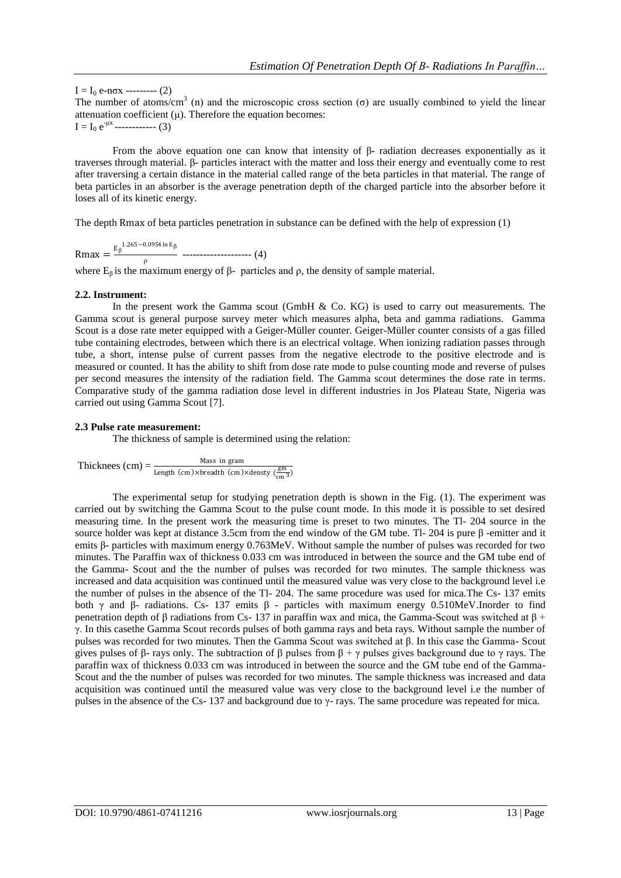$I = I_0$ e-nσx --------- (2)

The number of atoms/cm$^3$ (n) and the microscopic cross section (σ) are usually combined to yield the linear attenuation coefficient (μ). Therefore the equation becomes:

$I = I_0 e^{-\mu x}$ ------------ (3)

From the above equation one can know that intensity of β- radiation decreases exponentially as it traverses through material. β- particles interact with the matter and loss their energy and eventually come to rest after traversing a certain distance in the material called range of the beta particles in that material. The range of beta particles in an absorber is the average penetration depth of the charged particle into the absorber before it loses all of its kinetic energy.

The depth Rmax of beta particles penetration in substance can be defined with the help of expression (1)

$$\text{Rmax} = \frac{E_\beta^{\,1.265-0.0954 \ln E_\beta}}{\rho} \text{ -------------------- (4)}$$

where $E_\beta$ is the maximum energy of β- particles and ρ, the density of sample material.

### 2.2. Instrument:

In the present work the Gamma scout (GmbH & Co. KG) is used to carry out measurements. The Gamma scout is general purpose survey meter which measures alpha, beta and gamma radiations. Gamma Scout is a dose rate meter equipped with a Geiger-Müller counter. Geiger-Müller counter consists of a gas filled tube containing electrodes, between which there is an electrical voltage. When ionizing radiation passes through tube, a short, intense pulse of current passes from the negative electrode to the positive electrode and is measured or counted. It has the ability to shift from dose rate mode to pulse counting mode and reverse of pulses per second measures the intensity of the radiation field. The Gamma scout determines the dose rate in terms. Comparative study of the gamma radiation dose level in different industries in Jos Plateau State, Nigeria was carried out using Gamma Scout [7].

### 2.3 Pulse rate measurement:

The thickness of sample is determined using the relation:

$$\text{Thicknees (cm)} = \frac{\text{Mass in gram}}{\text{Length (cm)} \times \text{breadth (cm)} \times \text{densty } (\frac{\text{gm}}{\text{cm}^3})}$$

The experimental setup for studying penetration depth is shown in the Fig. (1). The experiment was carried out by switching the Gamma Scout to the pulse count mode. In this mode it is possible to set desired measuring time. In the present work the measuring time is preset to two minutes. The Tl- 204 source in the source holder was kept at distance 3.5cm from the end window of the GM tube. Tl- 204 is pure β -emitter and it emits β- particles with maximum energy 0.763MeV. Without sample the number of pulses was recorded for two minutes. The Paraffin wax of thickness 0.033 cm was introduced in between the source and the GM tube end of the Gamma- Scout and the the number of pulses was recorded for two minutes. The sample thickness was increased and data acquisition was continued until the measured value was very close to the background level i.e the number of pulses in the absence of the Tl- 204. The same procedure was used for mica.The Cs- 137 emits both γ and β- radiations. Cs- 137 emits β - particles with maximum energy 0.510MeV.Inorder to find penetration depth of β radiations from Cs- 137 in paraffin wax and mica, the Gamma-Scout was switched at β + γ. In this casethe Gamma Scout records pulses of both gamma rays and beta rays. Without sample the number of pulses was recorded for two minutes. Then the Gamma Scout was switched at β. In this case the Gamma- Scout gives pulses of β- rays only. The subtraction of β pulses from β + γ pulses gives background due to γ rays. The paraffin wax of thickness 0.033 cm was introduced in between the source and the GM tube end of the Gamma-Scout and the the number of pulses was recorded for two minutes. The sample thickness was increased and data acquisition was continued until the measured value was very close to the background level i.e the number of pulses in the absence of the Cs- 137 and background due to γ- rays. The same procedure was repeated for mica.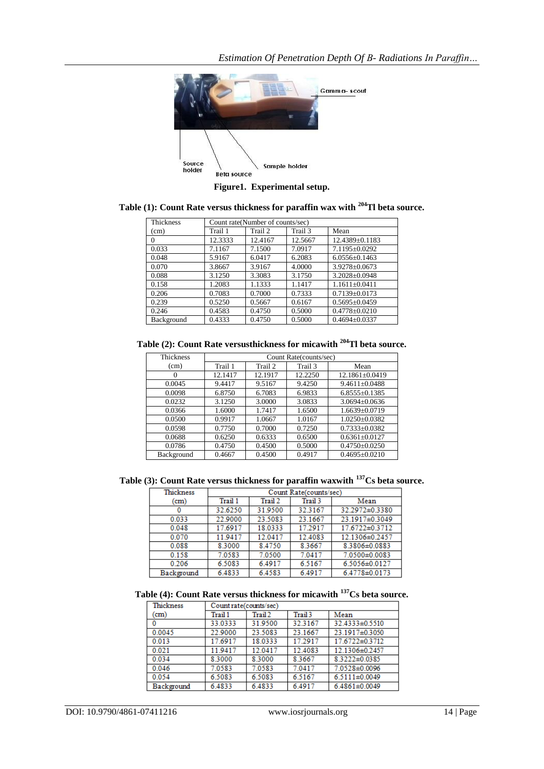Figure1. Experimental setup.

**Table (1): Count Rate versus thickness for paraffin wax with $^{204}$Tl beta source.**

| Thickness (cm) | Count rate(Number of counts/sec) | | | |
|---|---|---|---|---|
| | Trail 1 | Trail 2 | Trail 3 | Mean |
| 0 | 12.3333 | 12.4167 | 12.5667 | 12.4389±0.1183 |
| 0.033 | 7.1167 | 7.1500 | 7.0917 | 7.1195±0.0292 |
| 0.048 | 5.9167 | 6.0417 | 6.2083 | 6.0556±0.1463 |
| 0.070 | 3.8667 | 3.9167 | 4.0000 | 3.9278±0.0673 |
| 0.088 | 3.1250 | 3.3083 | 3.1750 | 3.2028±0.0948 |
| 0.158 | 1.2083 | 1.1333 | 1.1417 | 1.1611±0.0411 |
| 0.206 | 0.7083 | 0.7000 | 0.7333 | 0.7139±0.0173 |
| 0.239 | 0.5250 | 0.5667 | 0.6167 | 0.5695±0.0459 |
| 0.246 | 0.4583 | 0.4750 | 0.5000 | 0.4778±0.0210 |
| Background | 0.4333 | 0.4750 | 0.5000 | 0.4694±0.0337 |

**Table (2): Count Rate versusthickness for micawith $^{204}$Tl beta source.**

| Thickness (cm) | Count Rate(counts/sec) | | | |
|---|---|---|---|---|
| | Trail 1 | Trail 2 | Trail 3 | Mean |
| 0 | 12.1417 | 12.1917 | 12.2250 | 12.1861±0.0419 |
| 0.0045 | 9.4417 | 9.5167 | 9.4250 | 9.4611±0.0488 |
| 0.0098 | 6.8750 | 6.7083 | 6.9833 | 6.8555±0.1385 |
| 0.0232 | 3.1250 | 3.0000 | 3.0833 | 3.0694±0.0636 |
| 0.0366 | 1.6000 | 1.7417 | 1.6500 | 1.6639±0.0719 |
| 0.0500 | 0.9917 | 1.0667 | 1.0167 | 1.0250±0.0382 |
| 0.0598 | 0.7750 | 0.7000 | 0.7250 | 0.7333±0.0382 |
| 0.0688 | 0.6250 | 0.6333 | 0.6500 | 0.6361±0.0127 |
| 0.0786 | 0.4750 | 0.4500 | 0.5000 | 0.4750±0.0250 |
| Background | 0.4667 | 0.4500 | 0.4917 | 0.4695±0.0210 |

**Table (3): Count Rate versus thickness for paraffin waxwith $^{137}$Cs beta source.**

| Thickness (cm) | Count Rate(counts/sec) | | | |
|---|---|---|---|---|
| | Trail 1 | Trail 2 | Trail 3 | Mean |
| 0 | 32.6250 | 31.9500 | 32.3167 | 32.2972±0.3380 |
| 0.033 | 22.9000 | 23.5083 | 23.1667 | 23.1917±0.3049 |
| 0.048 | 17.6917 | 18.0333 | 17.2917 | 17.6722±0.3712 |
| 0.070 | 11.9417 | 12.0417 | 12.4083 | 12.1306±0.2457 |
| 0.088 | 8.3000 | 8.4750 | 8.3667 | 8.3806±0.0883 |
| 0.158 | 7.0583 | 7.0500 | 7.0417 | 7.0500±0.0083 |
| 0.206 | 6.5083 | 6.4917 | 6.5167 | 6.5056±0.0127 |
| Background | 6.4833 | 6.4583 | 6.4917 | 6.4778±0.0173 |

**Table (4): Count Rate versus thickness for micawith $^{137}$Cs beta source.**

| Thickness (cm) | Count rate(counts/sec) | | | |
|---|---|---|---|---|
| | Trail 1 | Trail 2 | Trail 3 | Mean |
| 0 | 33.0333 | 31.9500 | 32.3167 | 32.4333±0.5510 |
| 0.0045 | 22.9000 | 23.5083 | 23.1667 | 23.1917±0.3050 |
| 0.013 | 17.6917 | 18.0333 | 17.2917 | 17.6722±0.3712 |
| 0.021 | 11.9417 | 12.0417 | 12.4083 | 12.1306±0.2457 |
| 0.034 | 8.3000 | 8.3000 | 8.3667 | 8.3222±0.0385 |
| 0.046 | 7.0583 | 7.0583 | 7.0417 | 7.0528±0.0096 |
| 0.054 | 6.5083 | 6.5083 | 6.5167 | 6.5111±0.0049 |
| Background | 6.4833 | 6.4833 | 6.4917 | 6.4861±0.0049 |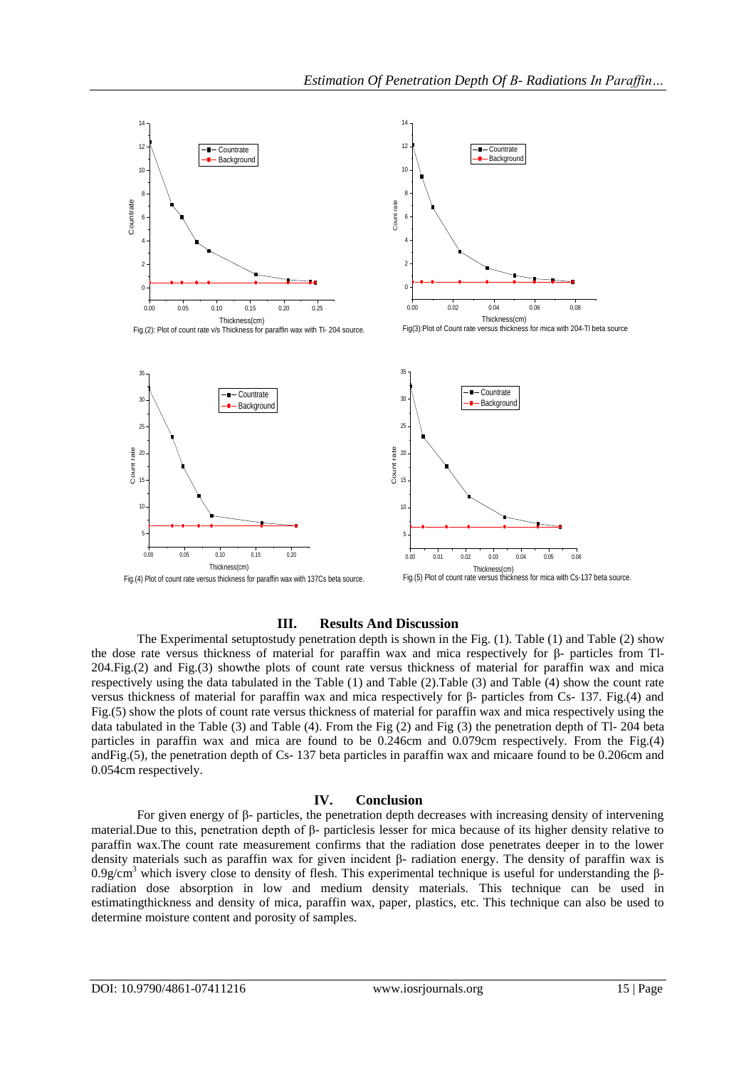Fig.(2): Plot of count rate v/s Thickness for paraffin wax with Tl- 204 source.

Fig(3):Plot of Count rate versus thickness for mica with 204-Tl beta source

Fig.(4) Plot of count rate versus thickness for paraffin wax with 137Cs beta source.

Fig.(5) Plot of count rate versus thickness for mica with Cs-137 beta source.

## III. Results And Discussion

The Experimental setuptostudy penetration depth is shown in the Fig. (1). Table (1) and Table (2) show the dose rate versus thickness of material for paraffin wax and mica respectively for β- particles from Tl-204.Fig.(2) and Fig.(3) showthe plots of count rate versus thickness of material for paraffin wax and mica respectively using the data tabulated in the Table (1) and Table (2).Table (3) and Table (4) show the count rate versus thickness of material for paraffin wax and mica respectively for β- particles from Cs- 137. Fig.(4) and Fig.(5) show the plots of count rate versus thickness of material for paraffin wax and mica respectively using the data tabulated in the Table (3) and Table (4). From the Fig (2) and Fig (3) the penetration depth of Tl- 204 beta particles in paraffin wax and mica are found to be 0.246cm and 0.079cm respectively. From the Fig.(4) andFig.(5), the penetration depth of Cs- 137 beta particles in paraffin wax and micaare found to be 0.206cm and 0.054cm respectively.

## IV. Conclusion

For given energy of β- particles, the penetration depth decreases with increasing density of intervening material.Due to this, penetration depth of β- particlesis lesser for mica because of its higher density relative to paraffin wax.The count rate measurement confirms that the radiation dose penetrates deeper in to the lower density materials such as paraffin wax for given incident β- radiation energy. The density of paraffin wax is $0.9g/cm^3$ which isvery close to density of flesh. This experimental technique is useful for understanding the β-radiation dose absorption in low and medium density materials. This technique can be used in estimatingthickness and density of mica, paraffin wax, paper, plastics, etc. This technique can also be used to determine moisture content and porosity of samples.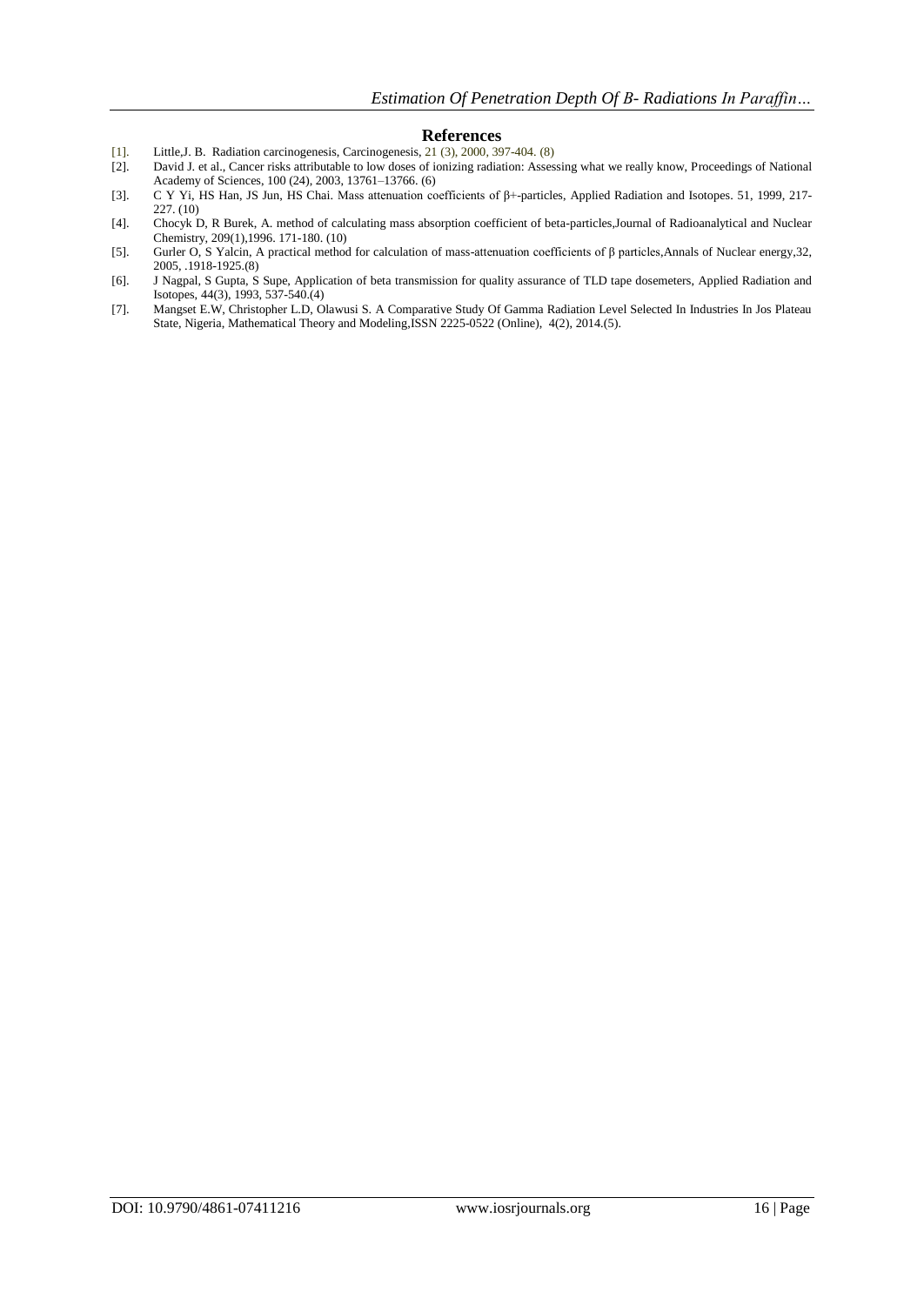## References

[1]. Little,J. B. Radiation carcinogenesis, Carcinogenesis, 21 (3), 2000, 397-404. (8)

[2]. David J. et al., Cancer risks attributable to low doses of ionizing radiation: Assessing what we really know, Proceedings of National Academy of Sciences, 100 (24), 2003, 13761–13766. (6)

[3]. C Y Yi, HS Han, JS Jun, HS Chai. Mass attenuation coefficients of $\beta$+-particles, Applied Radiation and Isotopes. 51, 1999, 217-227. (10)

[4]. Chocyk D, R Burek, A. method of calculating mass absorption coefficient of beta-particles,Journal of Radioanalytical and Nuclear Chemistry, 209(1),1996. 171-180. (10)

[5]. Gurler O, S Yalcin, A practical method for calculation of mass-attenuation coefficients of $\beta$ particles,Annals of Nuclear energy,32, 2005, .1918-1925.(8)

[6]. J Nagpal, S Gupta, S Supe, Application of beta transmission for quality assurance of TLD tape dosemeters, Applied Radiation and Isotopes, 44(3), 1993, 537-540.(4)

[7]. Mangset E.W, Christopher L.D, Olawusi S. A Comparative Study Of Gamma Radiation Level Selected In Industries In Jos Plateau State, Nigeria, Mathematical Theory and Modeling,ISSN 2225-0522 (Online), 4(2), 2014.(5).